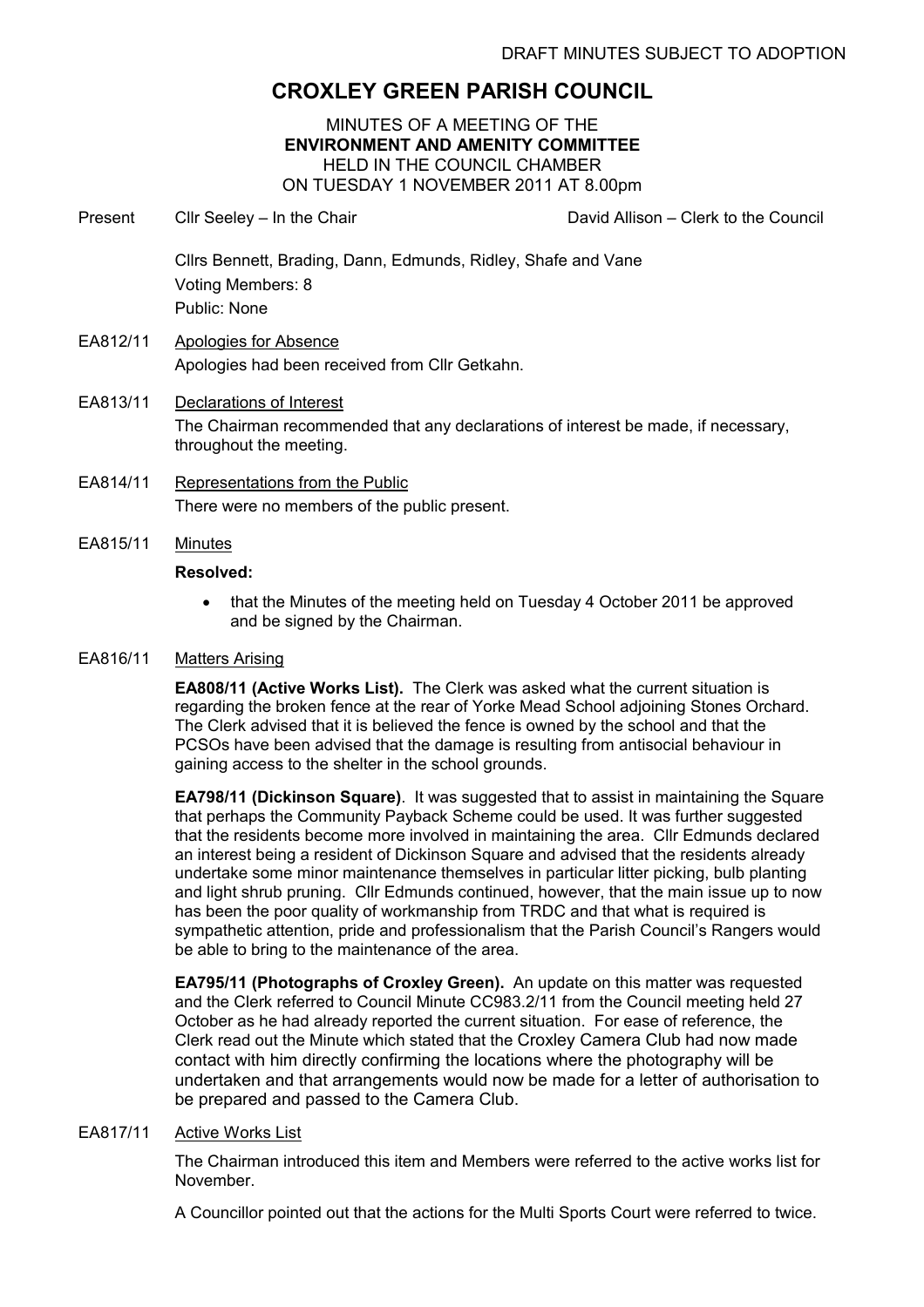DRAFT MINUTES SUBJECT TO ADOPTION

# CROXLEY GREEN PARISH COUNCIL

MINUTES OF A MEETING OF THE
**ENVIRONMENT AND AMENITY COMMITTEE**
HELD IN THE COUNCIL CHAMBER
ON TUESDAY 1 NOVEMBER 2011 AT 8.00pm

Present Cllr Seeley – In the Chair David Allison – Clerk to the Council

Cllrs Bennett, Brading, Dann, Edmunds, Ridley, Shafe and Vane
Voting Members: 8
Public: None

EA812/11 Apologies for Absence

Apologies had been received from Cllr Getkahn.

EA813/11 Declarations of Interest

The Chairman recommended that any declarations of interest be made, if necessary, throughout the meeting.

EA814/11 Representations from the Public

There were no members of the public present.

EA815/11 Minutes

**Resolved:**

- that the Minutes of the meeting held on Tuesday 4 October 2011 be approved and be signed by the Chairman.

EA816/11 Matters Arising

**EA808/11 (Active Works List).** The Clerk was asked what the current situation is regarding the broken fence at the rear of Yorke Mead School adjoining Stones Orchard. The Clerk advised that it is believed the fence is owned by the school and that the PCSOs have been advised that the damage is resulting from antisocial behaviour in gaining access to the shelter in the school grounds.

**EA798/11 (Dickinson Square)**. It was suggested that to assist in maintaining the Square that perhaps the Community Payback Scheme could be used. It was further suggested that the residents become more involved in maintaining the area. Cllr Edmunds declared an interest being a resident of Dickinson Square and advised that the residents already undertake some minor maintenance themselves in particular litter picking, bulb planting and light shrub pruning. Cllr Edmunds continued, however, that the main issue up to now has been the poor quality of workmanship from TRDC and that what is required is sympathetic attention, pride and professionalism that the Parish Council's Rangers would be able to bring to the maintenance of the area.

**EA795/11 (Photographs of Croxley Green).** An update on this matter was requested and the Clerk referred to Council Minute CC983.2/11 from the Council meeting held 27 October as he had already reported the current situation. For ease of reference, the Clerk read out the Minute which stated that the Croxley Camera Club had now made contact with him directly confirming the locations where the photography will be undertaken and that arrangements would now be made for a letter of authorisation to be prepared and passed to the Camera Club.

EA817/11 Active Works List

The Chairman introduced this item and Members were referred to the active works list for November.

A Councillor pointed out that the actions for the Multi Sports Court were referred to twice.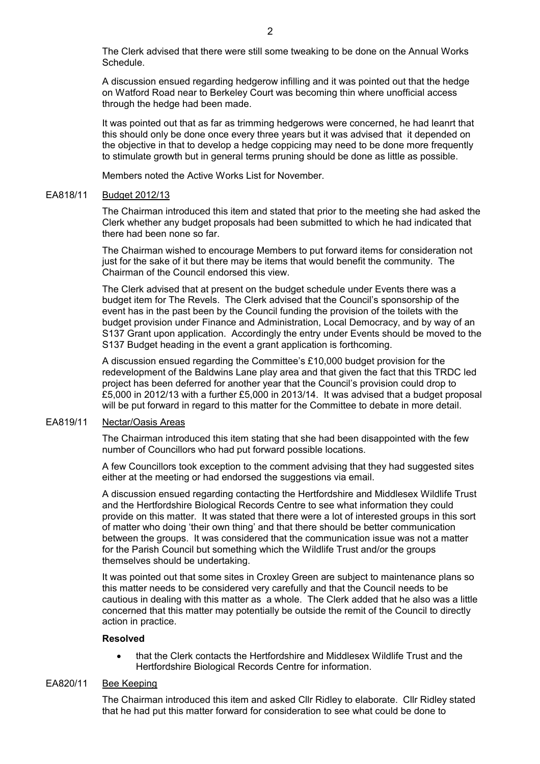The Clerk advised that there were still some tweaking to be done on the Annual Works Schedule.

A discussion ensued regarding hedgerow infilling and it was pointed out that the hedge on Watford Road near to Berkeley Court was becoming thin where unofficial access through the hedge had been made.

It was pointed out that as far as trimming hedgerows were concerned, he had leanrt that this should only be done once every three years but it was advised that it depended on the objective in that to develop a hedge coppicing may need to be done more frequently to stimulate growth but in general terms pruning should be done as little as possible.

Members noted the Active Works List for November.

EA818/11 Budget 2012/13

The Chairman introduced this item and stated that prior to the meeting she had asked the Clerk whether any budget proposals had been submitted to which he had indicated that there had been none so far.

The Chairman wished to encourage Members to put forward items for consideration not just for the sake of it but there may be items that would benefit the community. The Chairman of the Council endorsed this view.

The Clerk advised that at present on the budget schedule under Events there was a budget item for The Revels. The Clerk advised that the Council's sponsorship of the event has in the past been by the Council funding the provision of the toilets with the budget provision under Finance and Administration, Local Democracy, and by way of an S137 Grant upon application. Accordingly the entry under Events should be moved to the S137 Budget heading in the event a grant application is forthcoming.

A discussion ensued regarding the Committee's £10,000 budget provision for the redevelopment of the Baldwins Lane play area and that given the fact that this TRDC led project has been deferred for another year that the Council's provision could drop to £5,000 in 2012/13 with a further £5,000 in 2013/14. It was advised that a budget proposal will be put forward in regard to this matter for the Committee to debate in more detail.

EA819/11 Nectar/Oasis Areas

The Chairman introduced this item stating that she had been disappointed with the few number of Councillors who had put forward possible locations.

A few Councillors took exception to the comment advising that they had suggested sites either at the meeting or had endorsed the suggestions via email.

A discussion ensued regarding contacting the Hertfordshire and Middlesex Wildlife Trust and the Hertfordshire Biological Records Centre to see what information they could provide on this matter. It was stated that there were a lot of interested groups in this sort of matter who doing 'their own thing' and that there should be better communication between the groups. It was considered that the communication issue was not a matter for the Parish Council but something which the Wildlife Trust and/or the groups themselves should be undertaking.

It was pointed out that some sites in Croxley Green are subject to maintenance plans so this matter needs to be considered very carefully and that the Council needs to be cautious in dealing with this matter as a whole. The Clerk added that he also was a little concerned that this matter may potentially be outside the remit of the Council to directly action in practice.

**Resolved**

- that the Clerk contacts the Hertfordshire and Middlesex Wildlife Trust and the Hertfordshire Biological Records Centre for information.

EA820/11 Bee Keeping

The Chairman introduced this item and asked Cllr Ridley to elaborate. Cllr Ridley stated that he had put this matter forward for consideration to see what could be done to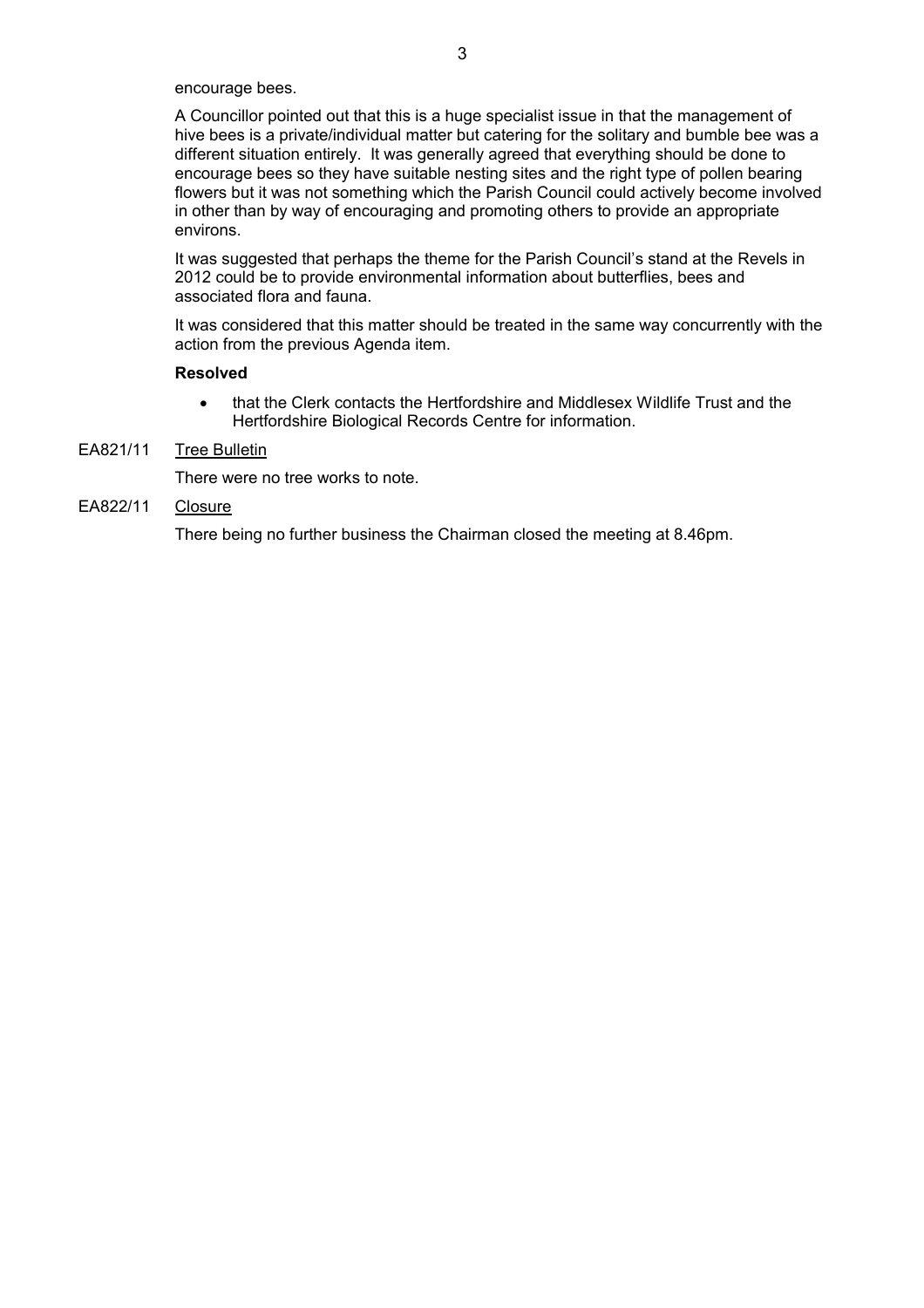encourage bees.

A Councillor pointed out that this is a huge specialist issue in that the management of hive bees is a private/individual matter but catering for the solitary and bumble bee was a different situation entirely. It was generally agreed that everything should be done to encourage bees so they have suitable nesting sites and the right type of pollen bearing flowers but it was not something which the Parish Council could actively become involved in other than by way of encouraging and promoting others to provide an appropriate environs.

It was suggested that perhaps the theme for the Parish Council's stand at the Revels in 2012 could be to provide environmental information about butterflies, bees and associated flora and fauna.

It was considered that this matter should be treated in the same way concurrently with the action from the previous Agenda item.

**Resolved**

- that the Clerk contacts the Hertfordshire and Middlesex Wildlife Trust and the Hertfordshire Biological Records Centre for information.

EA821/11 Tree Bulletin

There were no tree works to note.

EA822/11 Closure

There being no further business the Chairman closed the meeting at 8.46pm.